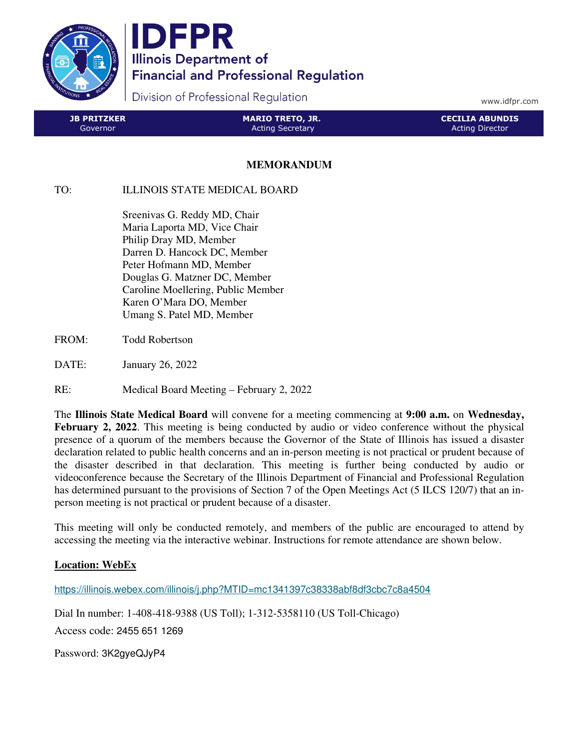# IDFPR

Illinois Department of Financial and Professional Regulation

Division of Professional Regulation

www.idfpr.com

| JB PRITZKER | MARIO TRETO, JR. | CECILIA ABUNDIS |
|---|---|---|
| Governor | Acting Secretary | Acting Director |

## MEMORANDUM

TO: ILLINOIS STATE MEDICAL BOARD

Sreenivas G. Reddy MD, Chair
Maria Laporta MD, Vice Chair
Philip Dray MD, Member
Darren D. Hancock DC, Member
Peter Hofmann MD, Member
Douglas G. Matzner DC, Member
Caroline Moellering, Public Member
Karen O'Mara DO, Member
Umang S. Patel MD, Member

FROM: Todd Robertson

DATE: January 26, 2022

RE: Medical Board Meeting – February 2, 2022

The **Illinois State Medical Board** will convene for a meeting commencing at **9:00 a.m.** on **Wednesday, February 2, 2022**. This meeting is being conducted by audio or video conference without the physical presence of a quorum of the members because the Governor of the State of Illinois has issued a disaster declaration related to public health concerns and an in-person meeting is not practical or prudent because of the disaster described in that declaration. This meeting is further being conducted by audio or videoconference because the Secretary of the Illinois Department of Financial and Professional Regulation has determined pursuant to the provisions of Section 7 of the Open Meetings Act (5 ILCS 120/7) that an in-person meeting is not practical or prudent because of a disaster.

This meeting will only be conducted remotely, and members of the public are encouraged to attend by accessing the meeting via the interactive webinar. Instructions for remote attendance are shown below.

**Location: WebEx**

https://illinois.webex.com/illinois/j.php?MTID=mc1341397c38338abf8df3cbc7c8a4504

Dial In number: 1-408-418-9388 (US Toll); 1-312-5358110 (US Toll-Chicago)

Access code: 2455 651 1269

Password: 3K2gyeQJyP4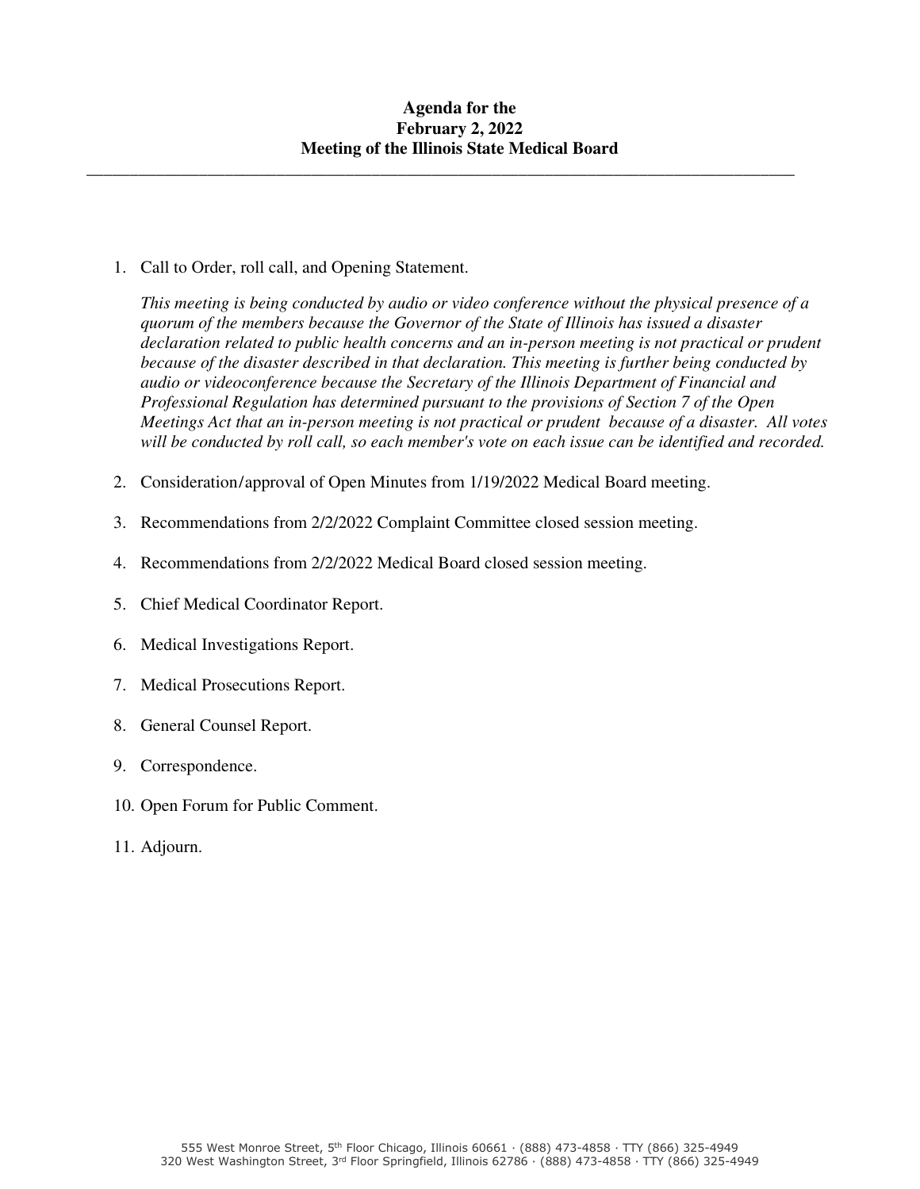**Agenda for the**
**February 2, 2022**
**Meeting of the Illinois State Medical Board**

---

1. Call to Order, roll call, and Opening Statement.

   *This meeting is being conducted by audio or video conference without the physical presence of a quorum of the members because the Governor of the State of Illinois has issued a disaster declaration related to public health concerns and an in-person meeting is not practical or prudent because of the disaster described in that declaration. This meeting is further being conducted by audio or videoconference because the Secretary of the Illinois Department of Financial and Professional Regulation has determined pursuant to the provisions of Section 7 of the Open Meetings Act that an in-person meeting is not practical or prudent because of a disaster. All votes will be conducted by roll call, so each member's vote on each issue can be identified and recorded.*

2. Consideration/approval of Open Minutes from 1/19/2022 Medical Board meeting.
3. Recommendations from 2/2/2022 Complaint Committee closed session meeting.
4. Recommendations from 2/2/2022 Medical Board closed session meeting.
5. Chief Medical Coordinator Report.
6. Medical Investigations Report.
7. Medical Prosecutions Report.
8. General Counsel Report.
9. Correspondence.
10. Open Forum for Public Comment.
11. Adjourn.

555 West Monroe Street, 5th Floor Chicago, Illinois 60661 · (888) 473-4858 · TTY (866) 325-4949
320 West Washington Street, 3rd Floor Springfield, Illinois 62786 · (888) 473-4858 · TTY (866) 325-4949